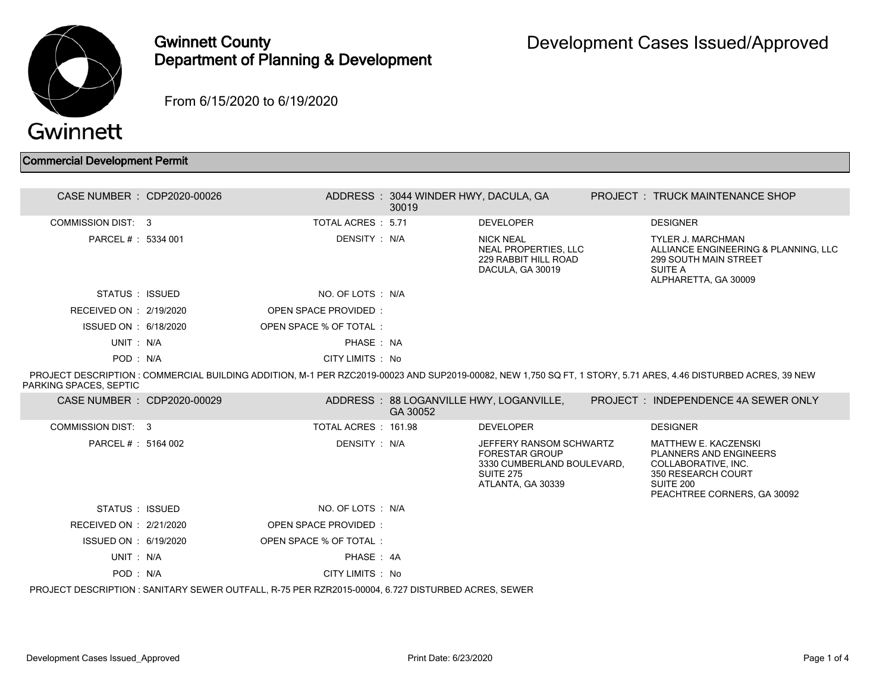# Gwinnett County Department of Planning & Development

# Development Cases Issued/Approved

From 6/15/2020 to 6/19/2020

## Commercial Development Permit

**CASE NUMBER :** CDP2020-00026
**ADDRESS :** 3044 WINDER HWY, DACULA, GA 30019
**PROJECT :** TRUCK MAINTENANCE SHOP

| | | | | |
|---|---|---|---|---|
| COMMISSION DIST: 3 | TOTAL ACRES : 5.71 | | DEVELOPER | DESIGNER |
| PARCEL # : 5334 001 | DENSITY : N/A | | NICK NEAL<br>NEAL PROPERTIES, LLC<br>229 RABBIT HILL ROAD<br>DACULA, GA 30019 | TYLER J. MARCHMAN<br>ALLIANCE ENGINEERING & PLANNING, LLC<br>299 SOUTH MAIN STREET<br>SUITE A<br>ALPHARETTA, GA 30009 |
| STATUS : ISSUED | NO. OF LOTS : N/A | | | |
| RECEIVED ON : 2/19/2020 | OPEN SPACE PROVIDED : | | | |
| ISSUED ON : 6/18/2020 | OPEN SPACE % OF TOTAL : | | | |
| UNIT : N/A | PHASE : NA | | | |
| POD : N/A | CITY LIMITS : No | | | |

PROJECT DESCRIPTION : COMMERCIAL BUILDING ADDITION, M-1 PER RZC2019-00023 AND SUP2019-00082, NEW 1,750 SQ FT, 1 STORY, 5.71 ARES, 4.46 DISTURBED ACRES, 39 NEW PARKING SPACES, SEPTIC

**CASE NUMBER :** CDP2020-00029
**ADDRESS :** 88 LOGANVILLE HWY, LOGANVILLE, GA 30052
**PROJECT :** INDEPENDENCE 4A SEWER ONLY

| | | | | |
|---|---|---|---|---|
| COMMISSION DIST: 3 | TOTAL ACRES : 161.98 | | DEVELOPER | DESIGNER |
| PARCEL # : 5164 002 | DENSITY : N/A | | JEFFERY RANSOM SCHWARTZ<br>FORESTAR GROUP<br>3330 CUMBERLAND BOULEVARD, SUITE 275<br>ATLANTA, GA 30339 | MATTHEW E. KACZENSKI<br>PLANNERS AND ENGINEERS COLLABORATIVE, INC.<br>350 RESEARCH COURT<br>SUITE 200<br>PEACHTREE CORNERS, GA 30092 |
| STATUS : ISSUED | NO. OF LOTS : N/A | | | |
| RECEIVED ON : 2/21/2020 | OPEN SPACE PROVIDED : | | | |
| ISSUED ON : 6/19/2020 | OPEN SPACE % OF TOTAL : | | | |
| UNIT : N/A | PHASE : 4A | | | |
| POD : N/A | CITY LIMITS : No | | | |

PROJECT DESCRIPTION : SANITARY SEWER OUTFALL, R-75 PER RZR2015-00004, 6.727 DISTURBED ACRES, SEWER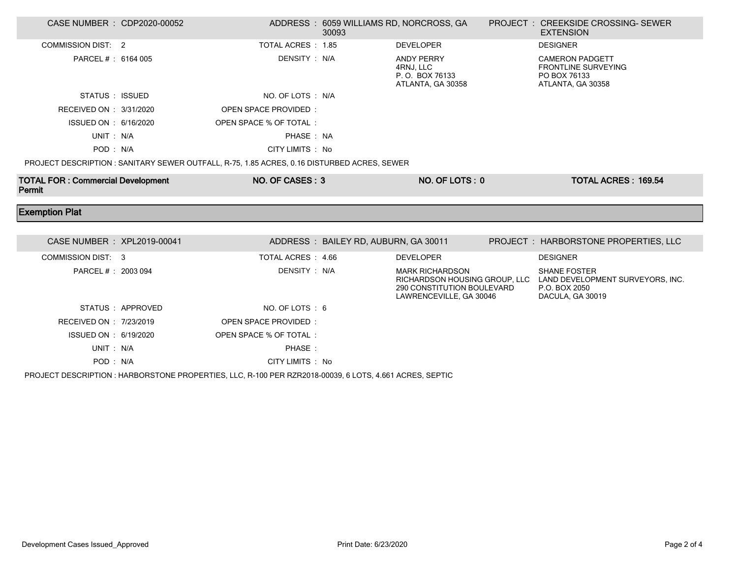| CASE NUMBER : CDP2020-00052 | ADDRESS : 6059 WILLIAMS RD, NORCROSS, GA 30093 | PROJECT : CREEKSIDE CROSSING- SEWER EXTENSION | |
|---|---|---|---|
| COMMISSION DIST: 2 | TOTAL ACRES : 1.85 | DEVELOPER | DESIGNER |
| PARCEL # : 6164 005 | DENSITY : N/A | ANDY PERRY<br>4RNJ, LLC<br>P. O. BOX 76133<br>ATLANTA, GA 30358 | CAMERON PADGETT<br>FRONTLINE SURVEYING<br>PO BOX 76133<br>ATLANTA, GA 30358 |
| STATUS : ISSUED | NO. OF LOTS : N/A | | |
| RECEIVED ON : 3/31/2020 | OPEN SPACE PROVIDED : | | |
| ISSUED ON : 6/16/2020 | OPEN SPACE % OF TOTAL : | | |
| UNIT : N/A | PHASE : NA | | |
| POD : N/A | CITY LIMITS : No | | |

PROJECT DESCRIPTION : SANITARY SEWER OUTFALL, R-75, 1.85 ACRES, 0.16 DISTURBED ACRES, SEWER

| **TOTAL FOR : Commercial Development Permit** | **NO. OF CASES : 3** | **NO. OF LOTS : 0** | **TOTAL ACRES : 169.54** |
|---|---|---|---|

## Exemption Plat

| CASE NUMBER : XPL2019-00041 | ADDRESS : BAILEY RD, AUBURN, GA 30011 | PROJECT : HARBORSTONE PROPERTIES, LLC | |
|---|---|---|---|
| COMMISSION DIST: 3 | TOTAL ACRES : 4.66 | DEVELOPER | DESIGNER |
| PARCEL # : 2003 094 | DENSITY : N/A | MARK RICHARDSON<br>RICHARDSON HOUSING GROUP, LLC<br>290 CONSTITUTION BOULEVARD<br>LAWRENCEVILLE, GA 30046 | SHANE FOSTER<br>LAND DEVELOPMENT SURVEYORS, INC.<br>P.O. BOX 2050<br>DACULA, GA 30019 |
| STATUS : APPROVED | NO. OF LOTS : 6 | | |
| RECEIVED ON : 7/23/2019 | OPEN SPACE PROVIDED : | | |
| ISSUED ON : 6/19/2020 | OPEN SPACE % OF TOTAL : | | |
| UNIT : N/A | PHASE : | | |
| POD : N/A | CITY LIMITS : No | | |

PROJECT DESCRIPTION : HARBORSTONE PROPERTIES, LLC, R-100 PER RZR2018-00039, 6 LOTS, 4.661 ACRES, SEPTIC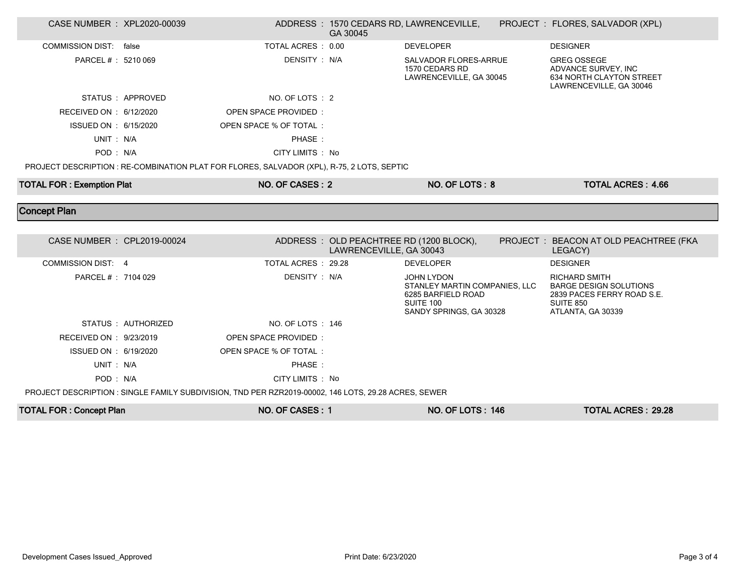| CASE NUMBER : XPL2020-00039 | ADDRESS : 1570 CEDARS RD, LAWRENCEVILLE, GA 30045 | PROJECT : FLORES, SALVADOR (XPL) | |
|---|---|---|---|
| COMMISSION DIST: false | TOTAL ACRES : 0.00 | DEVELOPER | DESIGNER |
| PARCEL # : 5210 069 | DENSITY : N/A | SALVADOR FLORES-ARRUE<br>1570 CEDARS RD<br>LAWRENCEVILLE, GA 30045 | GREG OSSEGE<br>ADVANCE SURVEY, INC<br>634 NORTH CLAYTON STREET<br>LAWRENCEVILLE, GA 30046 |
| STATUS : APPROVED | NO. OF LOTS : 2 | | |
| RECEIVED ON : 6/12/2020 | OPEN SPACE PROVIDED : | | |
| ISSUED ON : 6/15/2020 | OPEN SPACE % OF TOTAL : | | |
| UNIT : N/A | PHASE : | | |
| POD : N/A | CITY LIMITS : No | | |

PROJECT DESCRIPTION : RE-COMBINATION PLAT FOR FLORES, SALVADOR (XPL), R-75, 2 LOTS, SEPTIC

| TOTAL FOR : Exemption Plat | NO. OF CASES : 2 | NO. OF LOTS : 8 | TOTAL ACRES : 4.66 |
|---|---|---|---|

## Concept Plan

| CASE NUMBER : CPL2019-00024 | ADDRESS : OLD PEACHTREE RD (1200 BLOCK), LAWRENCEVILLE, GA 30043 | PROJECT : BEACON AT OLD PEACHTREE (FKA LEGACY) | |
|---|---|---|---|
| COMMISSION DIST: 4 | TOTAL ACRES : 29.28 | DEVELOPER | DESIGNER |
| PARCEL # : 7104 029 | DENSITY : N/A | JOHN LYDON<br>STANLEY MARTIN COMPANIES, LLC<br>6285 BARFIELD ROAD<br>SUITE 100<br>SANDY SPRINGS, GA 30328 | RICHARD SMITH<br>BARGE DESIGN SOLUTIONS<br>2839 PACES FERRY ROAD S.E.<br>SUITE 850<br>ATLANTA, GA 30339 |
| STATUS : AUTHORIZED | NO. OF LOTS : 146 | | |
| RECEIVED ON : 9/23/2019 | OPEN SPACE PROVIDED : | | |
| ISSUED ON : 6/19/2020 | OPEN SPACE % OF TOTAL : | | |
| UNIT : N/A | PHASE : | | |
| POD : N/A | CITY LIMITS : No | | |

PROJECT DESCRIPTION : SINGLE FAMILY SUBDIVISION, TND PER RZR2019-00002, 146 LOTS, 29.28 ACRES, SEWER

| TOTAL FOR : Concept Plan | NO. OF CASES : 1 | NO. OF LOTS : 146 | TOTAL ACRES : 29.28 |
|---|---|---|---|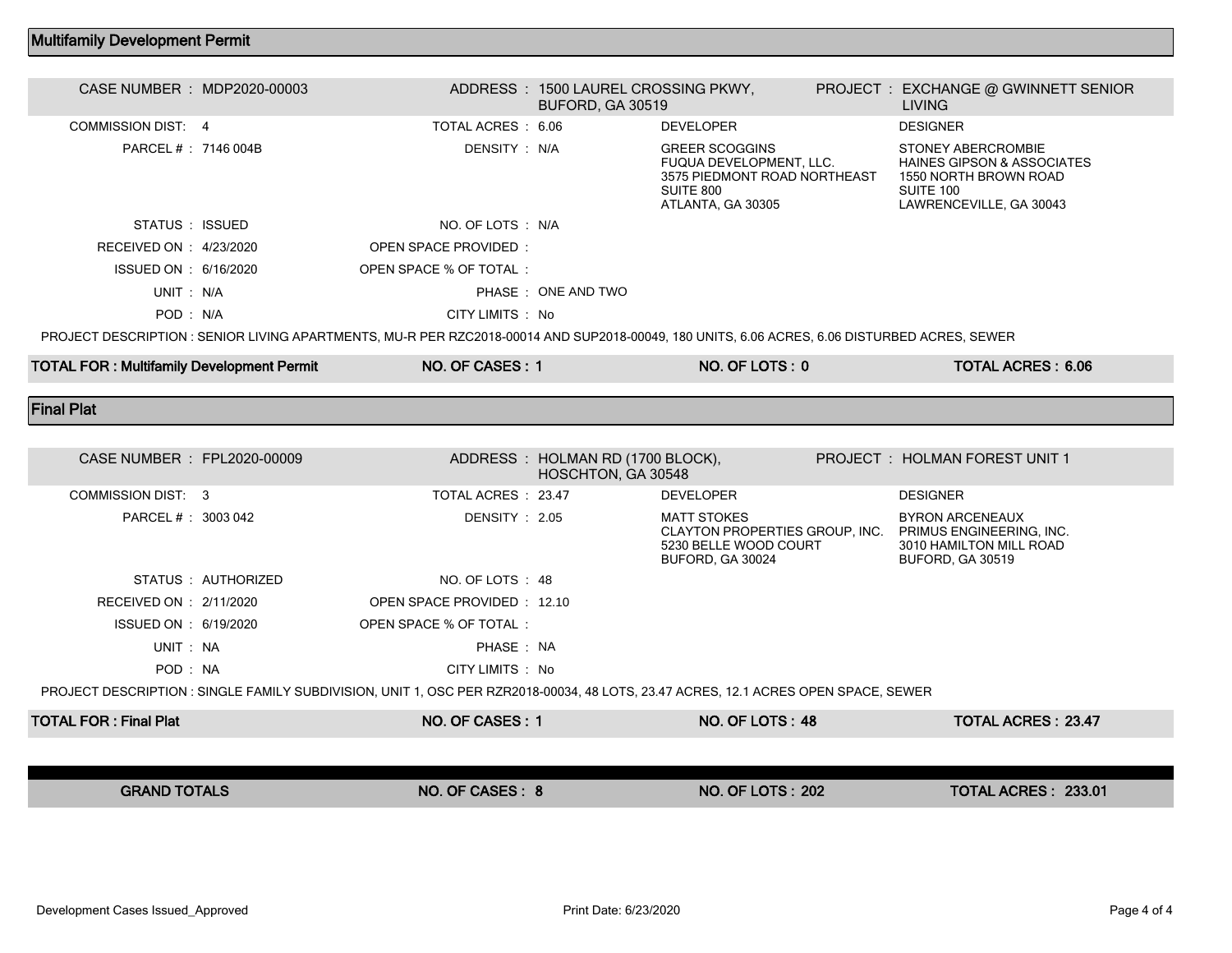## Multifamily Development Permit

| | | | | | | | |
|---|---|---|---|---|---|---|---|
| CASE NUMBER : | MDP2020-00003 | ADDRESS : | 1500 LAUREL CROSSING PKWY, BUFORD, GA 30519 | | PROJECT : | EXCHANGE @ GWINNETT SENIOR LIVING | |
| COMMISSION DIST: | 4 | TOTAL ACRES : | 6.06 | DEVELOPER | | DESIGNER | |
| PARCEL # : | 7146 004B | DENSITY : | N/A | GREER SCOGGINS<br>FUQUA DEVELOPMENT, LLC.<br>3575 PIEDMONT ROAD NORTHEAST<br>SUITE 800<br>ATLANTA, GA 30305 | | STONEY ABERCROMBIE<br>HAINES GIPSON & ASSOCIATES<br>1550 NORTH BROWN ROAD<br>SUITE 100<br>LAWRENCEVILLE, GA 30043 | |
| STATUS : | ISSUED | NO. OF LOTS : | N/A | | | | |
| RECEIVED ON : | 4/23/2020 | OPEN SPACE PROVIDED : | | | | | |
| ISSUED ON : | 6/16/2020 | OPEN SPACE % OF TOTAL : | | | | | |
| UNIT : | N/A | PHASE : | ONE AND TWO | | | | |
| POD : | N/A | CITY LIMITS : | No | | | | |

PROJECT DESCRIPTION : SENIOR LIVING APARTMENTS, MU-R PER RZC2018-00014 AND SUP2018-00049, 180 UNITS, 6.06 ACRES, 6.06 DISTURBED ACRES, SEWER

**TOTAL FOR : Multifamily Development Permit** | **NO. OF CASES : 1** | **NO. OF LOTS : 0** | **TOTAL ACRES : 6.06**

## Final Plat

| | | | | | | | |
|---|---|---|---|---|---|---|---|
| CASE NUMBER : | FPL2020-00009 | ADDRESS : | HOLMAN RD (1700 BLOCK), HOSCHTON, GA 30548 | | PROJECT : | HOLMAN FOREST UNIT 1 | |
| COMMISSION DIST: | 3 | TOTAL ACRES : | 23.47 | DEVELOPER | | DESIGNER | |
| PARCEL # : | 3003 042 | DENSITY : | 2.05 | MATT STOKES<br>CLAYTON PROPERTIES GROUP, INC.<br>5230 BELLE WOOD COURT<br>BUFORD, GA 30024 | | BYRON ARCENEAUX<br>PRIMUS ENGINEERING, INC.<br>3010 HAMILTON MILL ROAD<br>BUFORD, GA 30519 | |
| STATUS : | AUTHORIZED | NO. OF LOTS : | 48 | | | | |
| RECEIVED ON : | 2/11/2020 | OPEN SPACE PROVIDED : | 12.10 | | | | |
| ISSUED ON : | 6/19/2020 | OPEN SPACE % OF TOTAL : | | | | | |
| UNIT : | NA | PHASE : | NA | | | | |
| POD : | NA | CITY LIMITS : | No | | | | |

PROJECT DESCRIPTION : SINGLE FAMILY SUBDIVISION, UNIT 1, OSC PER RZR2018-00034, 48 LOTS, 23.47 ACRES, 12.1 ACRES OPEN SPACE, SEWER

**TOTAL FOR : Final Plat** | **NO. OF CASES : 1** | **NO. OF LOTS : 48** | **TOTAL ACRES : 23.47**

**GRAND TOTALS** | **NO. OF CASES : 8** | **NO. OF LOTS : 202** | **TOTAL ACRES : 233.01**